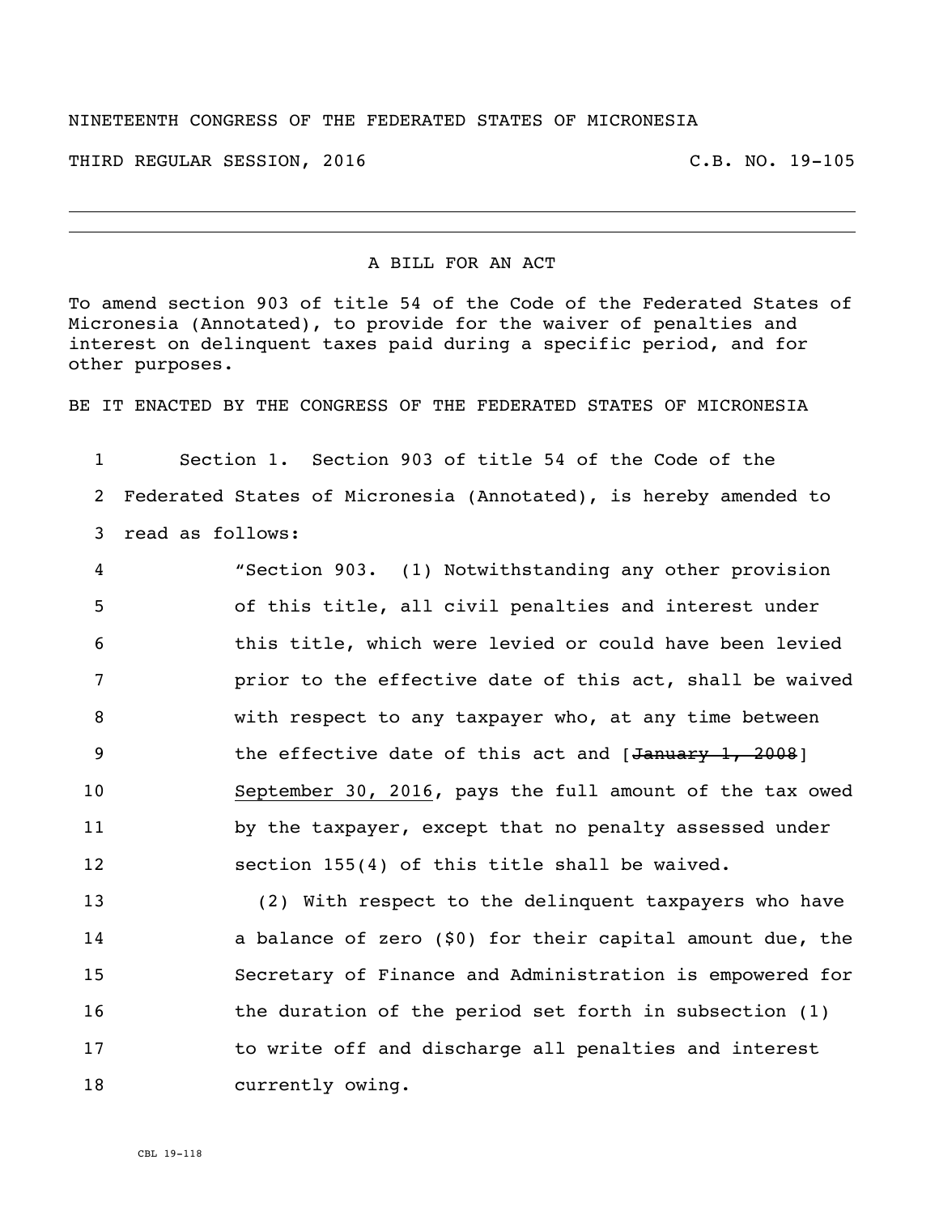NINETEENTH CONGRESS OF THE FEDERATED STATES OF MICRONESIA

THIRD REGULAR SESSION, 2016 C.B. NO. 19-105

---

A BILL FOR AN ACT

To amend section 903 of title 54 of the Code of the Federated States of Micronesia (Annotated), to provide for the waiver of penalties and interest on delinquent taxes paid during a specific period, and for other purposes.

BE IT ENACTED BY THE CONGRESS OF THE FEDERATED STATES OF MICRONESIA

1 Section 1. Section 903 of title 54 of the Code of the
2 Federated States of Micronesia (Annotated), is hereby amended to
3 read as follows:

4 "Section 903. (1) Notwithstanding any other provision
5 of this title, all civil penalties and interest under
6 this title, which were levied or could have been levied
7 prior to the effective date of this act, shall be waived
8 with respect to any taxpayer who, at any time between
9 the effective date of this act and [~~January 1, 2008~~]
10 <u>September 30, 2016</u>, pays the full amount of the tax owed
11 by the taxpayer, except that no penalty assessed under
12 section 155(4) of this title shall be waived.

13 (2) With respect to the delinquent taxpayers who have
14 a balance of zero ($0) for their capital amount due, the
15 Secretary of Finance and Administration is empowered for
16 the duration of the period set forth in subsection (1)
17 to write off and discharge all penalties and interest
18 currently owing.

CBL 19-118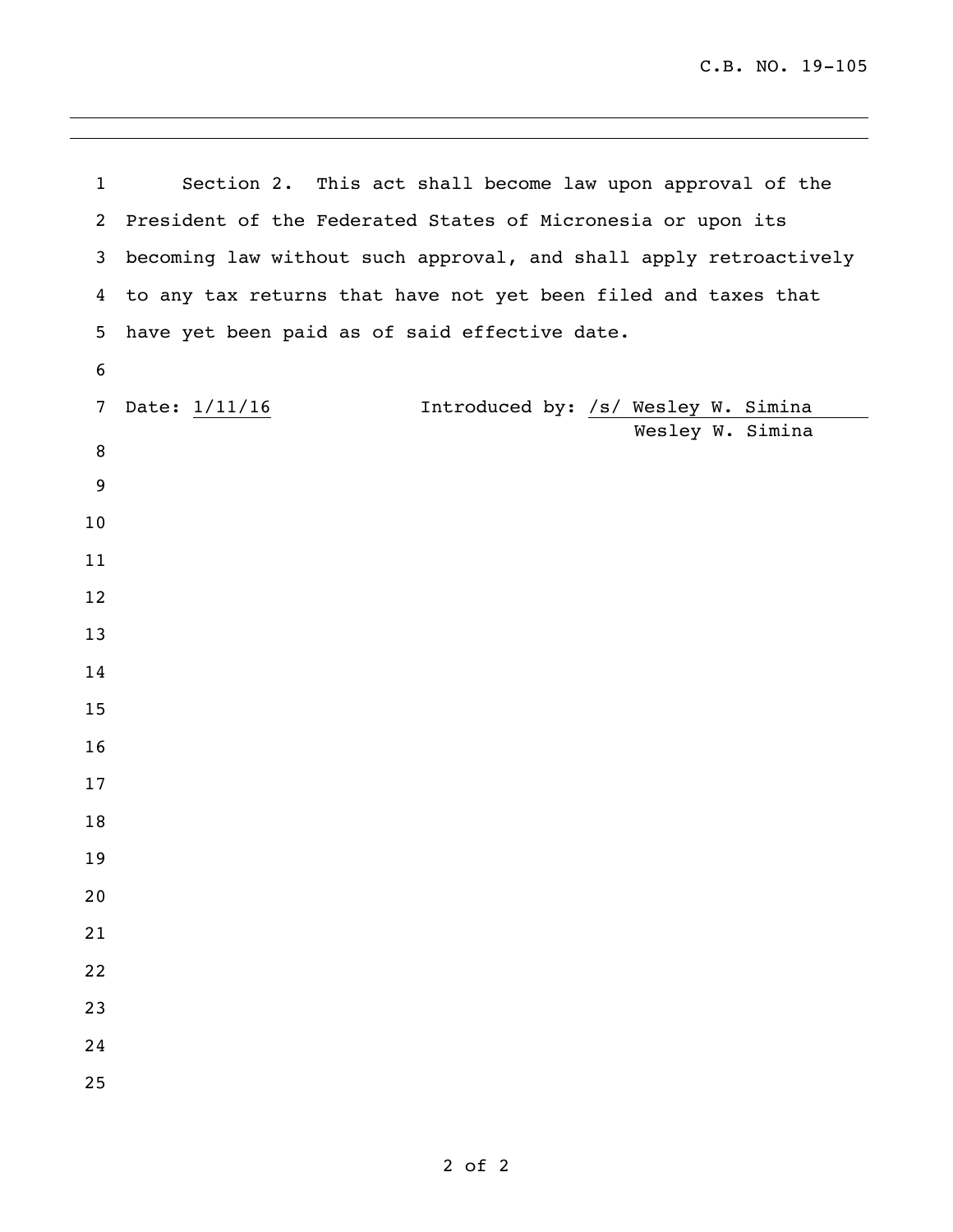Section 2. This act shall become law upon approval of the President of the Federated States of Micronesia or upon its becoming law without such approval, and shall apply retroactively to any tax returns that have not yet been filed and taxes that have yet been paid as of said effective date.

Date: 1/11/16

Introduced by: /s/ Wesley W. Simina
Wesley W. Simina